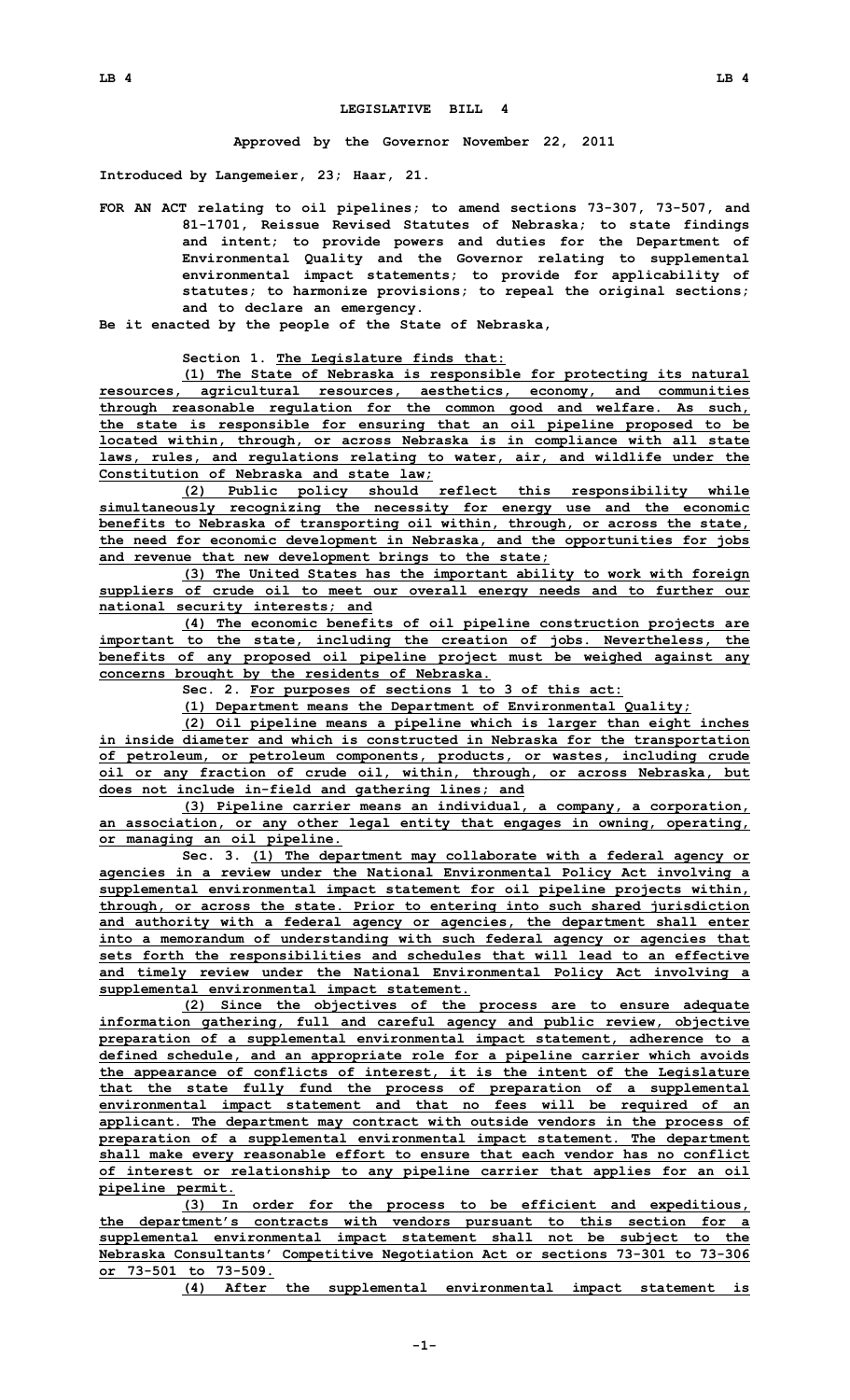# LEGISLATIVE BILL 4

**Approved by the Governor November 22, 2011**

**Introduced by Langemeier, 23; Haar, 21.**

**FOR AN ACT relating to oil pipelines; to amend sections 73-307, 73-507, and 81-1701, Reissue Revised Statutes of Nebraska; to state findings and intent; to provide powers and duties for the Department of Environmental Quality and the Governor relating to supplemental environmental impact statements; to provide for applicability of statutes; to harmonize provisions; to repeal the original sections; and to declare an emergency.**

**Be it enacted by the people of the State of Nebraska,**

**Section 1. The Legislature finds that:**

**(1) The State of Nebraska is responsible for protecting its natural resources, agricultural resources, aesthetics, economy, and communities through reasonable regulation for the common good and welfare. As such, the state is responsible for ensuring that an oil pipeline proposed to be located within, through, or across Nebraska is in compliance with all state laws, rules, and regulations relating to water, air, and wildlife under the Constitution of Nebraska and state law;**

**(2) Public policy should reflect this responsibility while simultaneously recognizing the necessity for energy use and the economic benefits to Nebraska of transporting oil within, through, or across the state, the need for economic development in Nebraska, and the opportunities for jobs and revenue that new development brings to the state;**

**(3) The United States has the important ability to work with foreign suppliers of crude oil to meet our overall energy needs and to further our national security interests; and**

**(4) The economic benefits of oil pipeline construction projects are important to the state, including the creation of jobs. Nevertheless, the benefits of any proposed oil pipeline project must be weighed against any concerns brought by the residents of Nebraska.**

**Sec. 2. For purposes of sections 1 to 3 of this act:**

**(1) Department means the Department of Environmental Quality;**

**(2) Oil pipeline means a pipeline which is larger than eight inches in inside diameter and which is constructed in Nebraska for the transportation of petroleum, or petroleum components, products, or wastes, including crude oil or any fraction of crude oil, within, through, or across Nebraska, but does not include in-field and gathering lines; and**

**(3) Pipeline carrier means an individual, a company, a corporation, an association, or any other legal entity that engages in owning, operating, or managing an oil pipeline.**

**Sec. 3. (1) The department may collaborate with a federal agency or agencies in a review under the National Environmental Policy Act involving a supplemental environmental impact statement for oil pipeline projects within, through, or across the state. Prior to entering into such shared jurisdiction and authority with a federal agency or agencies, the department shall enter into a memorandum of understanding with such federal agency or agencies that sets forth the responsibilities and schedules that will lead to an effective and timely review under the National Environmental Policy Act involving a supplemental environmental impact statement.**

**(2) Since the objectives of the process are to ensure adequate information gathering, full and careful agency and public review, objective preparation of a supplemental environmental impact statement, adherence to a defined schedule, and an appropriate role for a pipeline carrier which avoids the appearance of conflicts of interest, it is the intent of the Legislature that the state fully fund the process of preparation of a supplemental environmental impact statement and that no fees will be required of an applicant. The department may contract with outside vendors in the process of preparation of a supplemental environmental impact statement. The department shall make every reasonable effort to ensure that each vendor has no conflict of interest or relationship to any pipeline carrier that applies for an oil pipeline permit.**

**(3) In order for the process to be efficient and expeditious, the department's contracts with vendors pursuant to this section for a supplemental environmental impact statement shall not be subject to the Nebraska Consultants' Competitive Negotiation Act or sections 73-301 to 73-306 or 73-501 to 73-509.**

**(4) After the supplemental environmental impact statement is**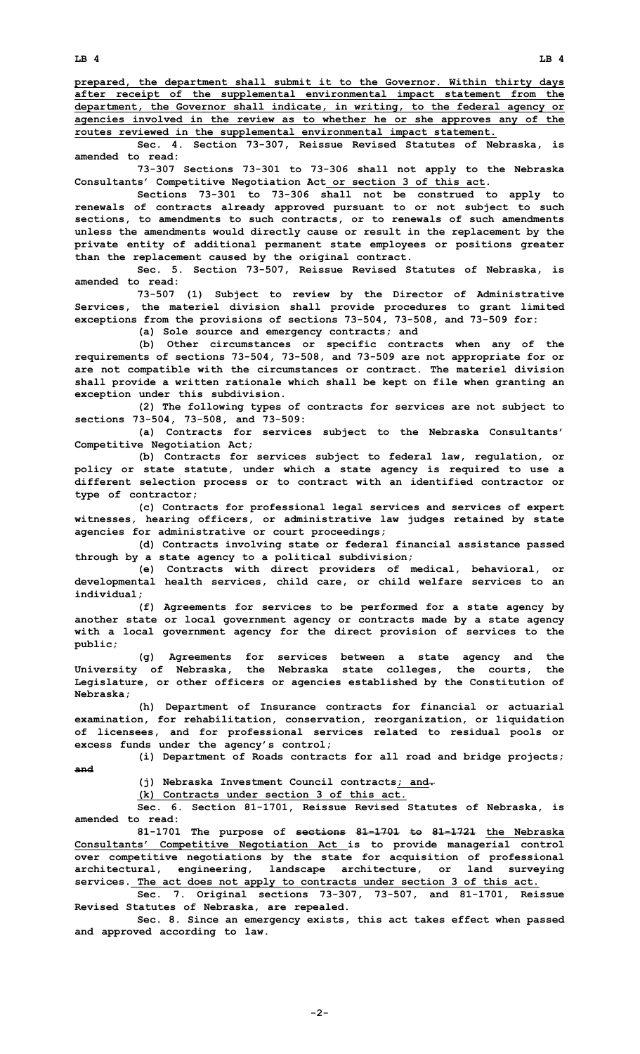prepared, the department shall submit it to the Governor. Within thirty days after receipt of the supplemental environmental impact statement from the department, the Governor shall indicate, in writing, to the federal agency or agencies involved in the review as to whether he or she approves any of the routes reviewed in the supplemental environmental impact statement.

Sec. 4. Section 73-307, Reissue Revised Statutes of Nebraska, is amended to read:

73-307 Sections 73-301 to 73-306 shall not apply to the Nebraska Consultants' Competitive Negotiation Act or section 3 of this act.

Sections 73-301 to 73-306 shall not be construed to apply to renewals of contracts already approved pursuant to or not subject to such sections, to amendments to such contracts, or to renewals of such amendments unless the amendments would directly cause or result in the replacement by the private entity of additional permanent state employees or positions greater than the replacement caused by the original contract.

Sec. 5. Section 73-507, Reissue Revised Statutes of Nebraska, is amended to read:

73-507 (1) Subject to review by the Director of Administrative Services, the materiel division shall provide procedures to grant limited exceptions from the provisions of sections 73-504, 73-508, and 73-509 for:

(a) Sole source and emergency contracts; and

(b) Other circumstances or specific contracts when any of the requirements of sections 73-504, 73-508, and 73-509 are not appropriate for or are not compatible with the circumstances or contract. The materiel division shall provide a written rationale which shall be kept on file when granting an exception under this subdivision.

(2) The following types of contracts for services are not subject to sections 73-504, 73-508, and 73-509:

(a) Contracts for services subject to the Nebraska Consultants' Competitive Negotiation Act;

(b) Contracts for services subject to federal law, regulation, or policy or state statute, under which a state agency is required to use a different selection process or to contract with an identified contractor or type of contractor;

(c) Contracts for professional legal services and services of expert witnesses, hearing officers, or administrative law judges retained by state agencies for administrative or court proceedings;

(d) Contracts involving state or federal financial assistance passed through by a state agency to a political subdivision;

(e) Contracts with direct providers of medical, behavioral, or developmental health services, child care, or child welfare services to an individual;

(f) Agreements for services to be performed for a state agency by another state or local government agency or contracts made by a state agency with a local government agency for the direct provision of services to the public;

(g) Agreements for services between a state agency and the University of Nebraska, the Nebraska state colleges, the courts, the Legislature, or other officers or agencies established by the Constitution of Nebraska;

(h) Department of Insurance contracts for financial or actuarial examination, for rehabilitation, conservation, reorganization, or liquidation of licensees, and for professional services related to residual pools or excess funds under the agency's control;

(i) Department of Roads contracts for all road and bridge projects; ~~and~~

(j) Nebraska Investment Council contracts; and~~.~~

(k) Contracts under section 3 of this act.

Sec. 6. Section 81-1701, Reissue Revised Statutes of Nebraska, is amended to read:

81-1701 The purpose of ~~sections 81-1701 to 81-1721~~ the Nebraska Consultants' Competitive Negotiation Act is to provide managerial control over competitive negotiations by the state for acquisition of professional architectural, engineering, landscape architecture, or land surveying services. The act does not apply to contracts under section 3 of this act.

Sec. 7. Original sections 73-307, 73-507, and 81-1701, Reissue Revised Statutes of Nebraska, are repealed.

Sec. 8. Since an emergency exists, this act takes effect when passed and approved according to law.